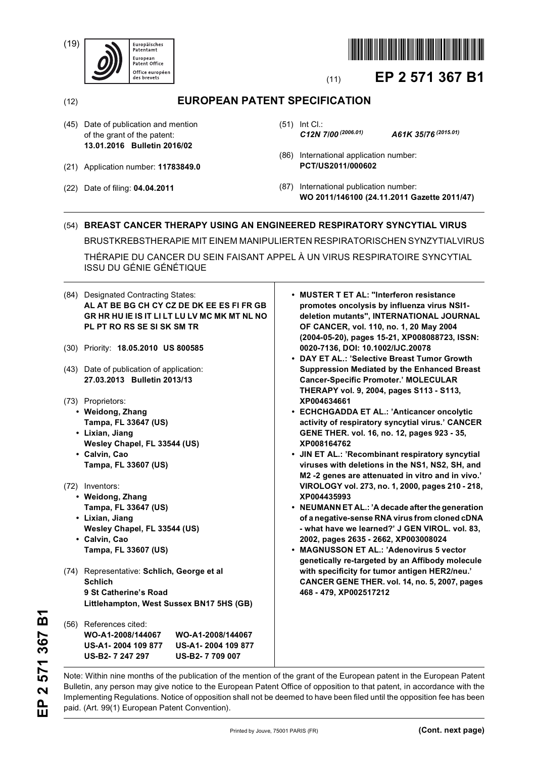(19) Europäisches Patentamt / European Patent Office / Office européen des brevets

(11) **EP 2 571 367 B1**

(12) **EUROPEAN PATENT SPECIFICATION**

(45) Date of publication and mention of the grant of the patent: **13.01.2016 Bulletin 2016/02**

(21) Application number: **11783849.0**

(22) Date of filing: **04.04.2011**

(51) Int Cl.: ***C12N 7/00*** $^{(2006.01)}$ ***A61K 35/76*** $^{(2015.01)}$

(86) International application number: **PCT/US2011/000602**

(87) International publication number: **WO 2011/146100 (24.11.2011 Gazette 2011/47)**

(54) **BREAST CANCER THERAPY USING AN ENGINEERED RESPIRATORY SYNCYTIAL VIRUS**

BRUSTKREBSTHERAPIE MIT EINEM MANIPULIERTEN RESPIRATORISCHEN SYNZYTIALVIRUS

THÉRAPIE DU CANCER DU SEIN FAISANT APPEL À UN VIRUS RESPIRATOIRE SYNCYTIAL ISSU DU GÉNIE GÉNÉTIQUE

(84) Designated Contracting States:
**AL AT BE BG CH CY CZ DE DK EE ES FI FR GB GR HR HU IE IS IT LI LT LU LV MC MK MT NL NO PL PT RO RS SE SI SK SM TR**

(30) Priority: **18.05.2010 US 800585**

(43) Date of publication of application: **27.03.2013 Bulletin 2013/13**

(73) Proprietors:
- **Weidong, Zhang**
  **Tampa, FL 33647 (US)**
- **Lixian, Jiang**
  **Wesley Chapel, FL 33544 (US)**
- **Calvin, Cao**
  **Tampa, FL 33607 (US)**

(72) Inventors:
- **Weidong, Zhang**
  **Tampa, FL 33647 (US)**
- **Lixian, Jiang**
  **Wesley Chapel, FL 33544 (US)**
- **Calvin, Cao**
  **Tampa, FL 33607 (US)**

(74) Representative: **Schlich, George et al**
**Schlich**
**9 St Catherine's Road**
**Littlehampton, West Sussex BN17 5HS (GB)**

(56) References cited:

| | |
|---|---|
| **WO-A1-2008/144067** | **WO-A1-2008/144067** |
| **US-A1- 2004 109 877** | **US-A1- 2004 109 877** |
| **US-B2- 7 247 297** | **US-B2- 7 709 007** |

- **MUSTER T ET AL: "Interferon resistance promotes oncolysis by influenza virus NSl1-deletion mutants", INTERNATIONAL JOURNAL OF CANCER, vol. 110, no. 1, 20 May 2004 (2004-05-20), pages 15-21, XP008088723, ISSN: 0020-7136, DOI: 10.1002/IJC.20078**
- **DAY ET AL.: 'Selective Breast Tumor Growth Suppression Mediated by the Enhanced Breast Cancer-Specific Promoter.' MOLECULAR THERAPY vol. 9, 2004, pages S113 - S113, XP004634661**
- **ECHCHGADDA ET AL.: 'Anticancer oncolytic activity of respiratory syncytial virus.' CANCER GENE THER. vol. 16, no. 12, pages 923 - 35, XP008164762**
- **JIN ET AL.: 'Recombinant respiratory syncytial viruses with deletions in the NS1, NS2, SH, and M2 -2 genes are attenuated in vitro and in vivo.' VIROLOGY vol. 273, no. 1, 2000, pages 210 - 218, XP004435993**
- **NEUMANN ET AL.: 'A decade after the generation of a negative-sense RNA virus from cloned cDNA - what have we learned?' J GEN VIROL. vol. 83, 2002, pages 2635 - 2662, XP003008024**
- **MAGNUSSON ET AL.: 'Adenovirus 5 vector genetically re-targeted by an Affibody molecule with specificity for tumor antigen HER2/neu.' CANCER GENE THER. vol. 14, no. 5, 2007, pages 468 - 479, XP002517212**

Note: Within nine months of the publication of the mention of the grant of the European patent in the European Patent Bulletin, any person may give notice to the European Patent Office of opposition to that patent, in accordance with the Implementing Regulations. Notice of opposition shall not be deemed to have been filed until the opposition fee has been paid. (Art. 99(1) European Patent Convention).

Printed by Jouve, 75001 PARIS (FR) **(Cont. next page)**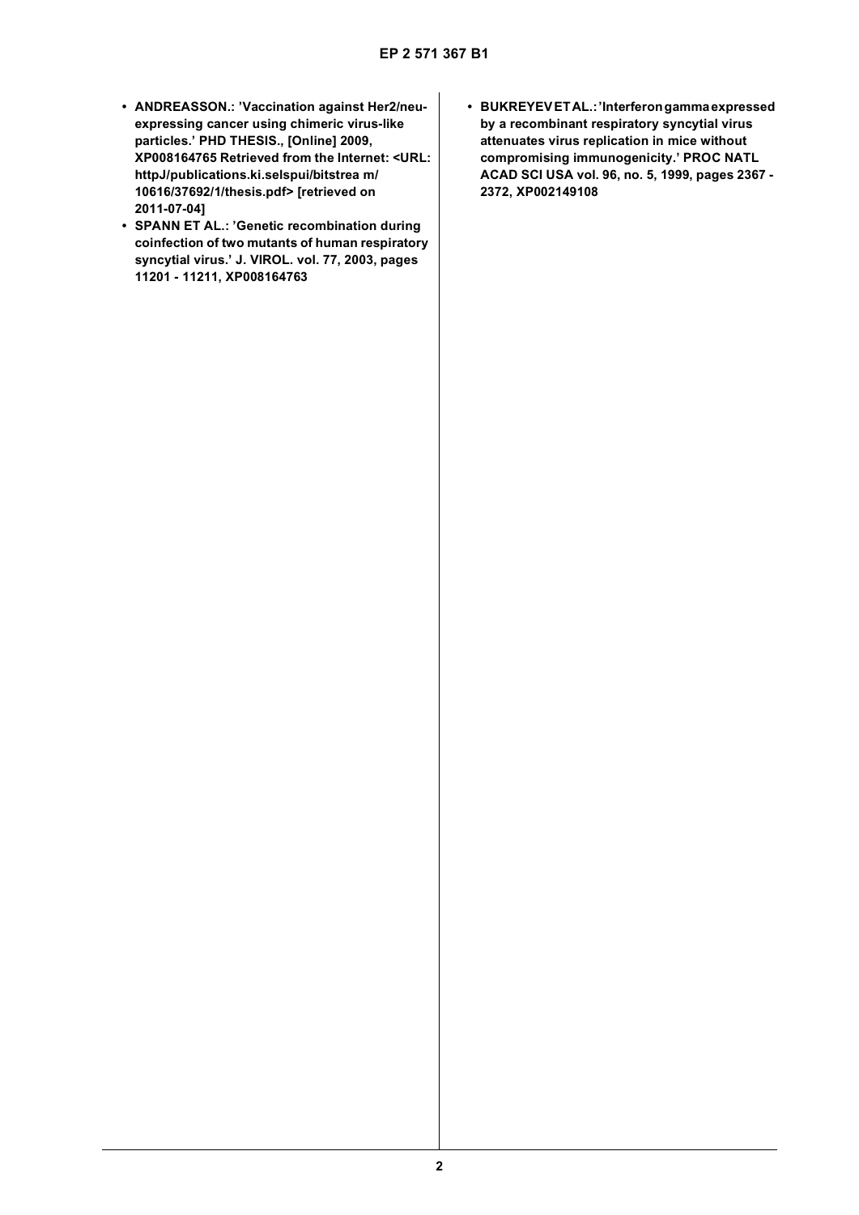- **ANDREASSON.: 'Vaccination against Her2/neu-expressing cancer using chimeric virus-like particles.' PHD THESIS., [Online] 2009, XP008164765 Retrieved from the Internet: <URL: httpJ/publications.ki.selspui/bitstrea m/ 10616/37692/1/thesis.pdf> [retrieved on 2011-07-04]**
- **SPANN ET AL.: 'Genetic recombination during coinfection of two mutants of human respiratory syncytial virus.' J. VIROL. vol. 77, 2003, pages 11201 - 11211, XP008164763**
- **BUKREYEV ET AL.: 'Interferon gamma expressed by a recombinant respiratory syncytial virus attenuates virus replication in mice without compromising immunogenicity.' PROC NATL ACAD SCI USA vol. 96, no. 5, 1999, pages 2367 - 2372, XP002149108**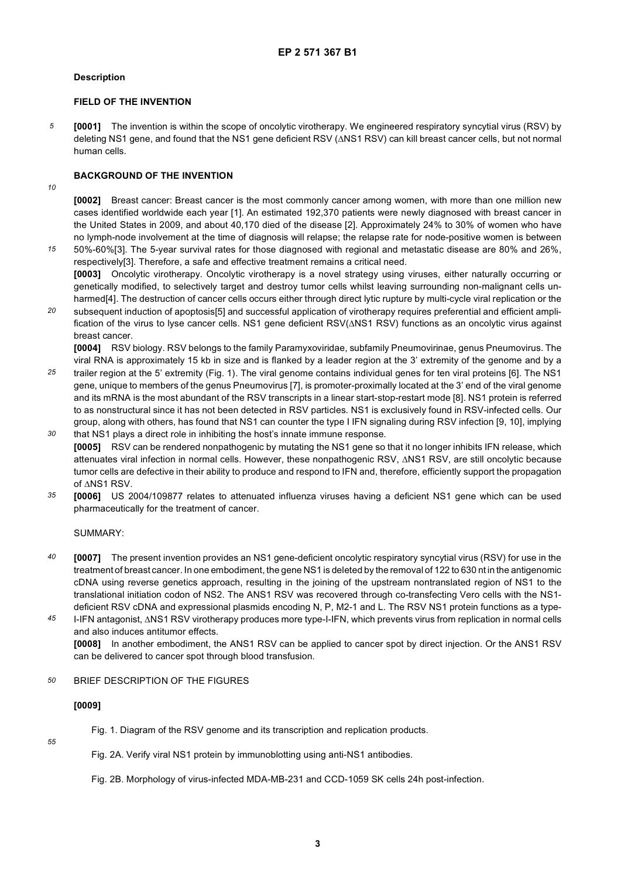## Description

### FIELD OF THE INVENTION

**[0001]** The invention is within the scope of oncolytic virotherapy. We engineered respiratory syncytial virus (RSV) by deleting NS1 gene, and found that the NS1 gene deficient RSV (ΔNS1 RSV) can kill breast cancer cells, but not normal human cells.

### BACKGROUND OF THE INVENTION

**[0002]** Breast cancer: Breast cancer is the most commonly cancer among women, with more than one million new cases identified worldwide each year [1]. An estimated 192,370 patients were newly diagnosed with breast cancer in the United States in 2009, and about 40,170 died of the disease [2]. Approximately 24% to 30% of women who have no lymph-node involvement at the time of diagnosis will relapse; the relapse rate for node-positive women is between 50%-60%[3]. The 5-year survival rates for those diagnosed with regional and metastatic disease are 80% and 26%, respectively[3]. Therefore, a safe and effective treatment remains a critical need.

**[0003]** Oncolytic virotherapy. Oncolytic virotherapy is a novel strategy using viruses, either naturally occurring or genetically modified, to selectively target and destroy tumor cells whilst leaving surrounding non-malignant cells unharmed[4]. The destruction of cancer cells occurs either through direct lytic rupture by multi-cycle viral replication or the subsequent induction of apoptosis[5] and successful application of virotherapy requires preferential and efficient amplification of the virus to lyse cancer cells. NS1 gene deficient RSV(ΔNS1 RSV) functions as an oncolytic virus against breast cancer.

**[0004]** RSV biology. RSV belongs to the family Paramyxoviridae, subfamily Pneumovirinae, genus Pneumovirus. The viral RNA is approximately 15 kb in size and is flanked by a leader region at the 3' extremity of the genome and by a trailer region at the 5' extremity (Fig. 1). The viral genome contains individual genes for ten viral proteins [6]. The NS1 gene, unique to members of the genus Pneumovirus [7], is promoter-proximally located at the 3' end of the viral genome and its mRNA is the most abundant of the RSV transcripts in a linear start-stop-restart mode [8]. NS1 protein is referred to as nonstructural since it has not been detected in RSV particles. NS1 is exclusively found in RSV-infected cells. Our group, along with others, has found that NS1 can counter the type I IFN signaling during RSV infection [9, 10], implying that NS1 plays a direct role in inhibiting the host's innate immune response.

**[0005]** RSV can be rendered nonpathogenic by mutating the NS1 gene so that it no longer inhibits IFN release, which attenuates viral infection in normal cells. However, these nonpathogenic RSV, ΔNS1 RSV, are still oncolytic because tumor cells are defective in their ability to produce and respond to IFN and, therefore, efficiently support the propagation of ΔNS1 RSV.

**[0006]** US 2004/109877 relates to attenuated influenza viruses having a deficient NS1 gene which can be used pharmaceutically for the treatment of cancer.

SUMMARY:

**[0007]** The present invention provides an NS1 gene-deficient oncolytic respiratory syncytial virus (RSV) for use in the treatment of breast cancer. In one embodiment, the gene NS1 is deleted by the removal of 122 to 630 nt in the antigenomic cDNA using reverse genetics approach, resulting in the joining of the upstream nontranslated region of NS1 to the translational initiation codon of NS2. The ΑNS1 RSV was recovered through co-transfecting Vero cells with the NS1-deficient RSV cDNA and expressional plasmids encoding N, P, M2-1 and L. The RSV NS1 protein functions as a type-I-IFN antagonist, ΔNS1 RSV virotherapy produces more type-I-IFN, which prevents virus from replication in normal cells and also induces antitumor effects.

**[0008]** In another embodiment, the ΑNS1 RSV can be applied to cancer spot by direct injection. Or the ΑNS1 RSV can be delivered to cancer spot through blood transfusion.

BRIEF DESCRIPTION OF THE FIGURES

**[0009]**

Fig. 1. Diagram of the RSV genome and its transcription and replication products.

Fig. 2A. Verify viral NS1 protein by immunoblotting using anti-NS1 antibodies.

Fig. 2B. Morphology of virus-infected MDA-MB-231 and CCD-1059 SK cells 24h post-infection.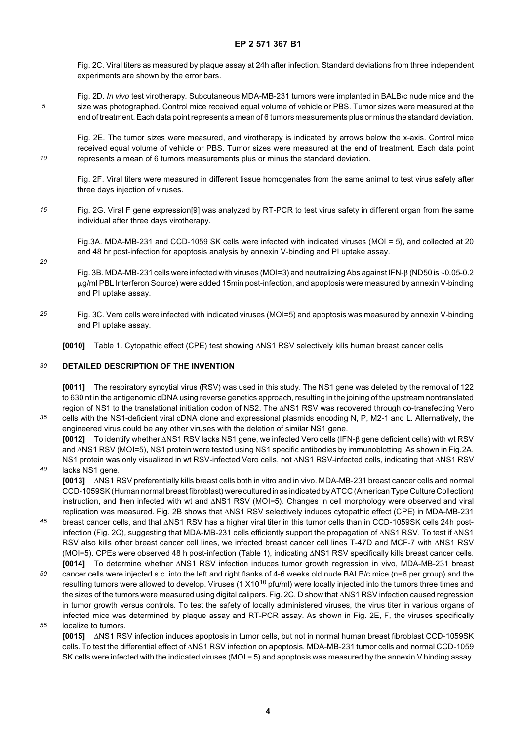Fig. 2C. Viral titers as measured by plaque assay at 24h after infection. Standard deviations from three independent experiments are shown by the error bars.

Fig. 2D. *In vivo* test virotherapy. Subcutaneous MDA-MB-231 tumors were implanted in BALB/c nude mice and the size was photographed. Control mice received equal volume of vehicle or PBS. Tumor sizes were measured at the end of treatment. Each data point represents a mean of 6 tumors measurements plus or minus the standard deviation.

Fig. 2E. The tumor sizes were measured, and virotherapy is indicated by arrows below the x-axis. Control mice received equal volume of vehicle or PBS. Tumor sizes were measured at the end of treatment. Each data point represents a mean of 6 tumors measurements plus or minus the standard deviation.

Fig. 2F. Viral titers were measured in different tissue homogenates from the same animal to test virus safety after three days injection of viruses.

Fig. 2G. Viral F gene expression[9] was analyzed by RT-PCR to test virus safety in different organ from the same individual after three days virotherapy.

Fig.3A. MDA-MB-231 and CCD-1059 SK cells were infected with indicated viruses (MOI = 5), and collected at 20 and 48 hr post-infection for apoptosis analysis by annexin V-binding and PI uptake assay.

Fig. 3B. MDA-MB-231 cells were infected with viruses (MOI=3) and neutralizing Abs against IFN-β (ND50 is ~0.05-0.2 μg/ml PBL Interferon Source) were added 15min post-infection, and apoptosis were measured by annexin V-binding and PI uptake assay.

Fig. 3C. Vero cells were infected with indicated viruses (MOI=5) and apoptosis was measured by annexin V-binding and PI uptake assay.

**[0010]** Table 1. Cytopathic effect (CPE) test showing ΔNS1 RSV selectively kills human breast cancer cells

## DETAILED DESCRIPTION OF THE INVENTION

**[0011]** The respiratory syncytial virus (RSV) was used in this study. The NS1 gene was deleted by the removal of 122 to 630 nt in the antigenomic cDNA using reverse genetics approach, resulting in the joining of the upstream nontranslated region of NS1 to the translational initiation codon of NS2. The ΔNS1 RSV was recovered through co-transfecting Vero cells with the NS1-deficient viral cDNA clone and expressional plasmids encoding N, P, M2-1 and L. Alternatively, the engineered virus could be any other viruses with the deletion of similar NS1 gene.

**[0012]** To identify whether ΔNS1 RSV lacks NS1 gene, we infected Vero cells (IFN-β gene deficient cells) with wt RSV and ΔNS1 RSV (MOI=5), NS1 protein were tested using NS1 specific antibodies by immunoblotting. As shown in Fig.2A, NS1 protein was only visualized in wt RSV-infected Vero cells, not ΔNS1 RSV-infected cells, indicating that ΔNS1 RSV lacks NS1 gene.

**[0013]** ΔNS1 RSV preferentially kills breast cells both in vitro and in vivo. MDA-MB-231 breast cancer cells and normal CCD-1059SK (Human normal breast fibroblast) were cultured in as indicated by ATCC (American Type Culture Collection) instruction, and then infected with wt and ΔNS1 RSV (MOI=5). Changes in cell morphology were observed and viral replication was measured. Fig. 2B shows that ΔNS1 RSV selectively induces cytopathic effect (CPE) in MDA-MB-231 breast cancer cells, and that ΔNS1 RSV has a higher viral titer in this tumor cells than in CCD-1059SK cells 24h post-infection (Fig. 2C), suggesting that MDA-MB-231 cells efficiently support the propagation of ΔNS1 RSV. To test if ΔNS1 RSV also kills other breast cancer cell lines, we infected breast cancer cell lines T-47D and MCF-7 with ΔNS1 RSV (MOI=5). CPEs were observed 48 h post-infection (Table 1), indicating ΔNS1 RSV specifically kills breast cancer cells.

**[0014]** To determine whether ΔNS1 RSV infection induces tumor growth regression in vivo, MDA-MB-231 breast cancer cells were injected s.c. into the left and right flanks of 4-6 weeks old nude BALB/c mice (n=6 per group) and the resulting tumors were allowed to develop. Viruses ($1 \times 10^{10}$ pfu/ml) were locally injected into the tumors three times and the sizes of the tumors were measured using digital calipers. Fig. 2C, D show that ΔNS1 RSV infection caused regression in tumor growth versus controls. To test the safety of locally administered viruses, the virus titer in various organs of infected mice was determined by plaque assay and RT-PCR assay. As shown in Fig. 2E, F, the viruses specifically localize to tumors.

**[0015]** ΔNS1 RSV infection induces apoptosis in tumor cells, but not in normal human breast fibroblast CCD-1059SK cells. To test the differential effect of ΔNS1 RSV infection on apoptosis, MDA-MB-231 tumor cells and normal CCD-1059 SK cells were infected with the indicated viruses (MOI = 5) and apoptosis was measured by the annexin V binding assay.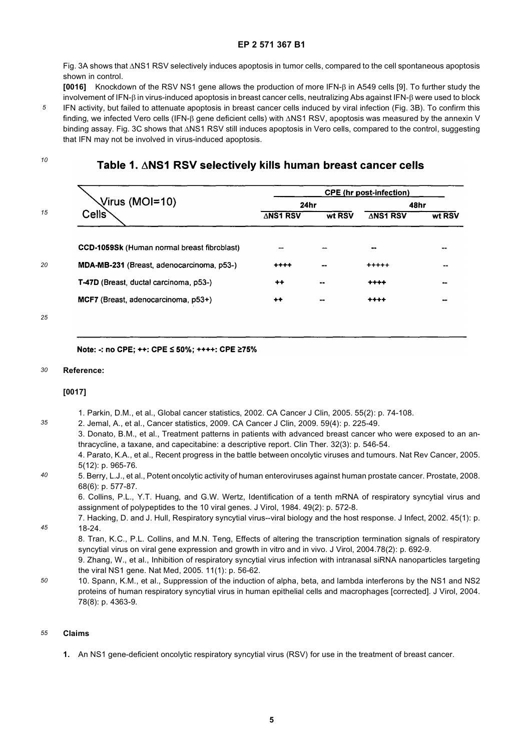Fig. 3A shows that ΔNS1 RSV selectively induces apoptosis in tumor cells, compared to the cell spontaneous apoptosis shown in control.

**[0016]** Knockdown of the RSV NS1 gene allows the production of more IFN-β in A549 cells [9]. To further study the involvement of IFN-β in virus-induced apoptosis in breast cancer cells, neutralizing Abs against IFN-β were used to block IFN activity, but failed to attenuate apoptosis in breast cancer cells induced by viral infection (Fig. 3B). To confirm this finding, we infected Vero cells (IFN-β gene deficient cells) with ΔNS1 RSV, apoptosis was measured by the annexin V binding assay. Fig. 3C shows that ΔNS1 RSV still induces apoptosis in Vero cells, compared to the control, suggesting that IFN may not be involved in virus-induced apoptosis.

**Table 1. ΔNS1 RSV selectively kills human breast cancer cells**

| Virus (MOI=10) / Cells | CPE (hr post-infection) | | | |
|---|---|---|---|---|
| | 24hr | | 48hr | |
| | ΔNS1 RSV | wt RSV | ΔNS1 RSV | wt RSV |
| **CCD-1059Sk** (Human normal breast fibroblast) | -- | -- | -- | -- |
| **MDA-MB-231** (Breast, adenocarcinoma, p53-) | ++++ | -- | +++++ | -- |
| **T-47D** (Breast, ductal carcinoma, p53-) | ++ | -- | ++++ | -- |
| **MCF7** (Breast, adenocarcinoma, p53+) | ++ | -- | ++++ | -- |

**Note: -: no CPE; ++: CPE ≤ 50%; ++++: CPE ≥75%**

**Reference:**

**[0017]**

1. Parkin, D.M., et al., Global cancer statistics, 2002. CA Cancer J Clin, 2005. 55(2): p. 74-108.
2. Jemal, A., et al., Cancer statistics, 2009. CA Cancer J Clin, 2009. 59(4): p. 225-49.
3. Donato, B.M., et al., Treatment patterns in patients with advanced breast cancer who were exposed to an anthracycline, a taxane, and capecitabine: a descriptive report. Clin Ther. 32(3): p. 546-54.
4. Parato, K.A., et al., Recent progress in the battle between oncolytic viruses and tumours. Nat Rev Cancer, 2005. 5(12): p. 965-76.
5. Berry, L.J., et al., Potent oncolytic activity of human enteroviruses against human prostate cancer. Prostate, 2008. 68(6): p. 577-87.
6. Collins, P.L., Y.T. Huang, and G.W. Wertz, Identification of a tenth mRNA of respiratory syncytial virus and assignment of polypeptides to the 10 viral genes. J Virol, 1984. 49(2): p. 572-8.
7. Hacking, D. and J. Hull, Respiratory syncytial virus--viral biology and the host response. J Infect, 2002. 45(1): p. 18-24.
8. Tran, K.C., P.L. Collins, and M.N. Teng, Effects of altering the transcription termination signals of respiratory syncytial virus on viral gene expression and growth in vitro and in vivo. J Virol, 2004.78(2): p. 692-9.
9. Zhang, W., et al., Inhibition of respiratory syncytial virus infection with intranasal siRNA nanoparticles targeting the viral NS1 gene. Nat Med, 2005. 11(1): p. 56-62.
10. Spann, K.M., et al., Suppression of the induction of alpha, beta, and lambda interferons by the NS1 and NS2 proteins of human respiratory syncytial virus in human epithelial cells and macrophages [corrected]. J Virol, 2004. 78(8): p. 4363-9.

**Claims**

1. An NS1 gene-deficient oncolytic respiratory syncytial virus (RSV) for use in the treatment of breast cancer.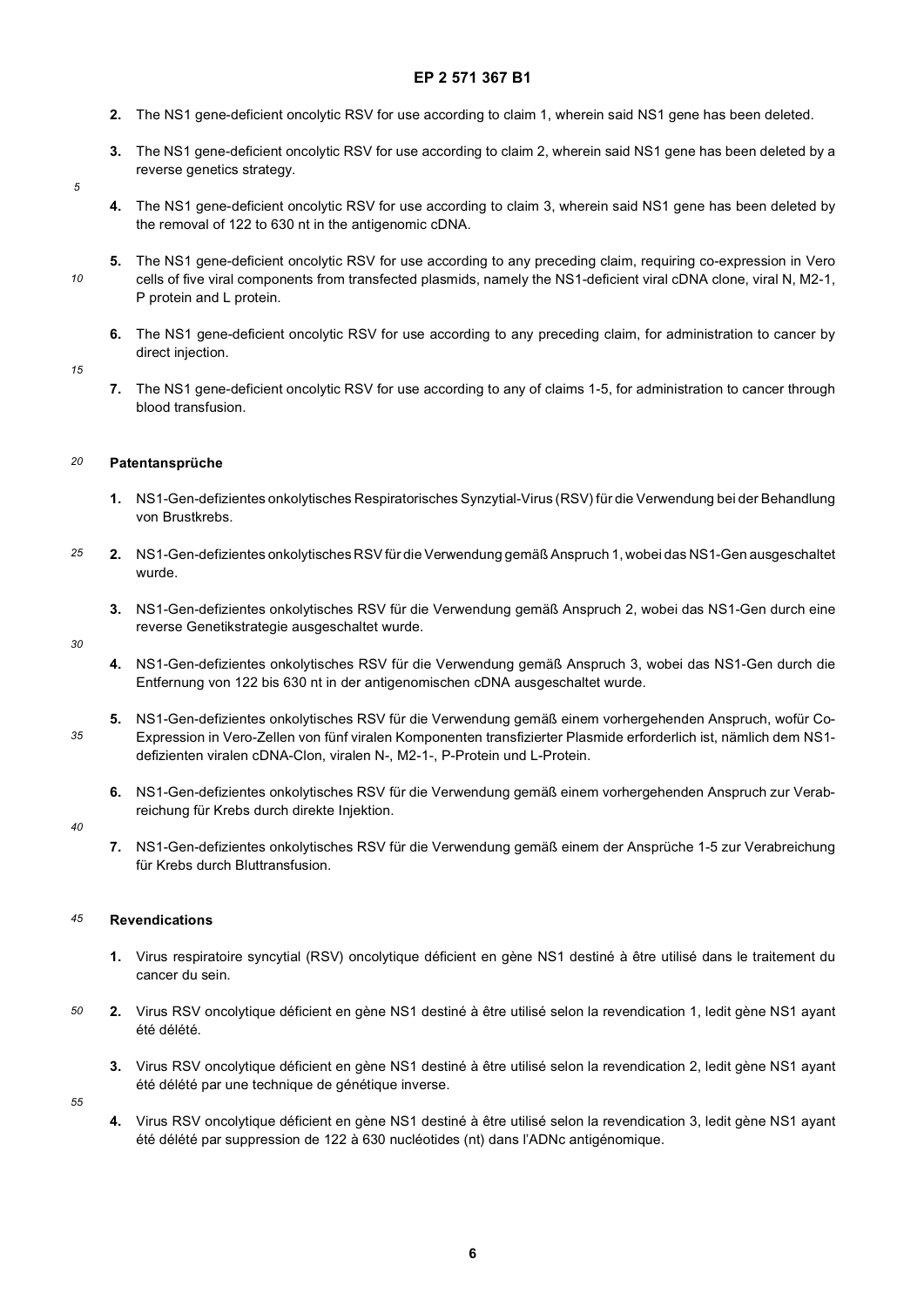2. The NS1 gene-deficient oncolytic RSV for use according to claim 1, wherein said NS1 gene has been deleted.

3. The NS1 gene-deficient oncolytic RSV for use according to claim 2, wherein said NS1 gene has been deleted by a reverse genetics strategy.

4. The NS1 gene-deficient oncolytic RSV for use according to claim 3, wherein said NS1 gene has been deleted by the removal of 122 to 630 nt in the antigenomic cDNA.

5. The NS1 gene-deficient oncolytic RSV for use according to any preceding claim, requiring co-expression in Vero cells of five viral components from transfected plasmids, namely the NS1-deficient viral cDNA clone, viral N, M2-1, P protein and L protein.

6. The NS1 gene-deficient oncolytic RSV for use according to any preceding claim, for administration to cancer by direct injection.

7. The NS1 gene-deficient oncolytic RSV for use according to any of claims 1-5, for administration to cancer through blood transfusion.

## Patentansprüche

1. NS1-Gen-defizientes onkolytisches Respiratorisches Synzytial-Virus (RSV) für die Verwendung bei der Behandlung von Brustkrebs.

2. NS1-Gen-defizientes onkolytisches RSV für die Verwendung gemäß Anspruch 1, wobei das NS1-Gen ausgeschaltet wurde.

3. NS1-Gen-defizientes onkolytisches RSV für die Verwendung gemäß Anspruch 2, wobei das NS1-Gen durch eine reverse Genetikstrategie ausgeschaltet wurde.

4. NS1-Gen-defizientes onkolytisches RSV für die Verwendung gemäß Anspruch 3, wobei das NS1-Gen durch die Entfernung von 122 bis 630 nt in der antigenomischen cDNA ausgeschaltet wurde.

5. NS1-Gen-defizientes onkolytisches RSV für die Verwendung gemäß einem vorhergehenden Anspruch, wofür Co-Expression in Vero-Zellen von fünf viralen Komponenten transfizierter Plasmide erforderlich ist, nämlich dem NS1-defizienten viralen cDNA-Clon, viralen N-, M2-1-, P-Protein und L-Protein.

6. NS1-Gen-defizientes onkolytisches RSV für die Verwendung gemäß einem vorhergehenden Anspruch zur Verabreichung für Krebs durch direkte Injektion.

7. NS1-Gen-defizientes onkolytisches RSV für die Verwendung gemäß einem der Ansprüche 1-5 zur Verabreichung für Krebs durch Bluttransfusion.

## Revendications

1. Virus respiratoire syncytial (RSV) oncolytique déficient en gène NS1 destiné à être utilisé dans le traitement du cancer du sein.

2. Virus RSV oncolytique déficient en gène NS1 destiné à être utilisé selon la revendication 1, ledit gène NS1 ayant été délété.

3. Virus RSV oncolytique déficient en gène NS1 destiné à être utilisé selon la revendication 2, ledit gène NS1 ayant été délété par une technique de génétique inverse.

4. Virus RSV oncolytique déficient en gène NS1 destiné à être utilisé selon la revendication 3, ledit gène NS1 ayant été délété par suppression de 122 à 630 nucléotides (nt) dans l'ADNc antigénomique.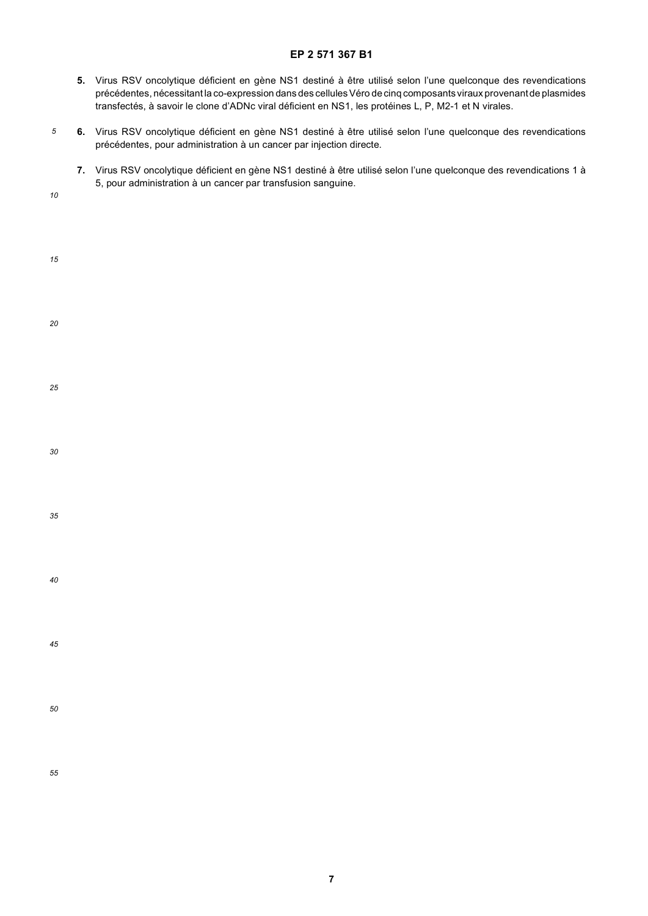5. Virus RSV oncolytique déficient en gène NS1 destiné à être utilisé selon l'une quelconque des revendications précédentes, nécessitant la co-expression dans des cellules Véro de cinq composants viraux provenant de plasmides transfectés, à savoir le clone d'ADNc viral déficient en NS1, les protéines L, P, M2-1 et N virales.

6. Virus RSV oncolytique déficient en gène NS1 destiné à être utilisé selon l'une quelconque des revendications précédentes, pour administration à un cancer par injection directe.

7. Virus RSV oncolytique déficient en gène NS1 destiné à être utilisé selon l'une quelconque des revendications 1 à 5, pour administration à un cancer par transfusion sanguine.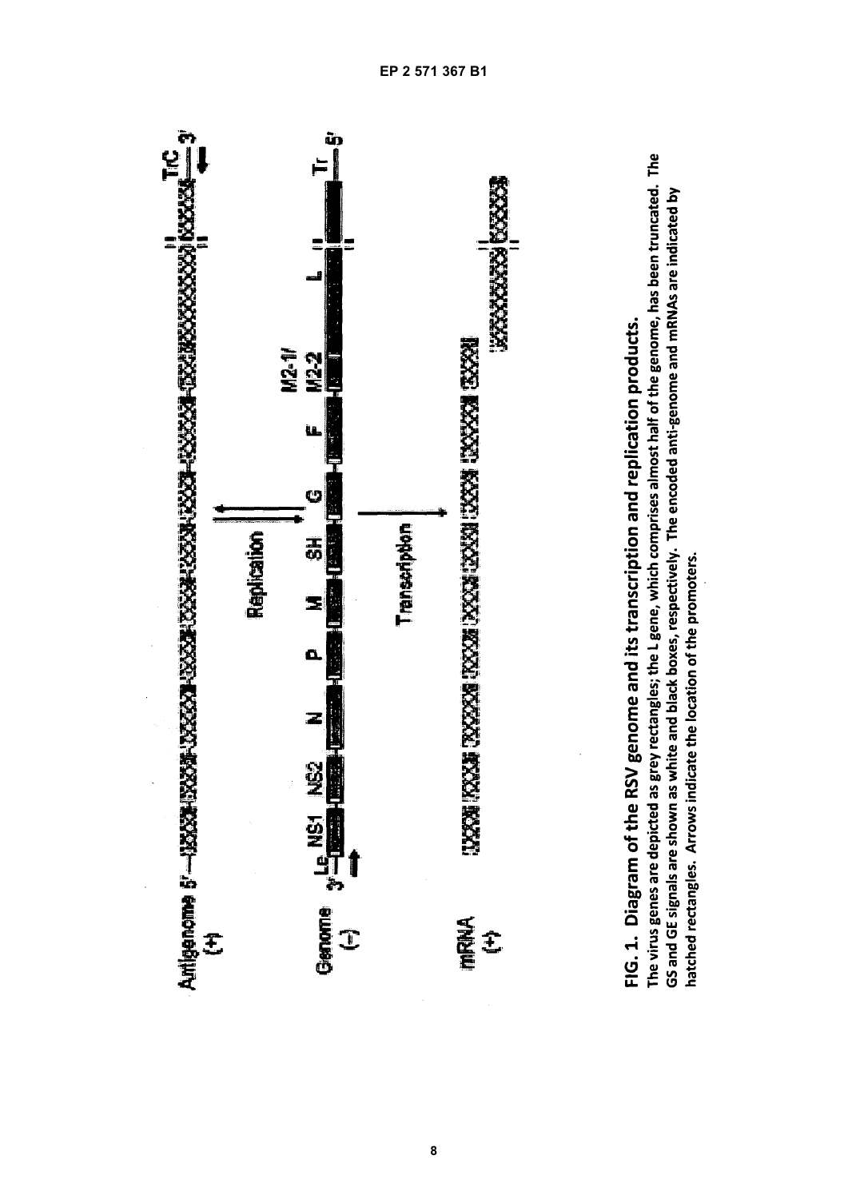**FIG. 1. Diagram of the RSV genome and its transcription and replication products.**

**The virus genes are depicted as grey rectangles; the L gene, which comprises almost half of the genome, has been truncated. The GS and GE signals are shown as white and black boxes, respectively. The encoded anti-genome and mRNAs are indicated by hatched rectangles. Arrows indicate the location of the promoters.**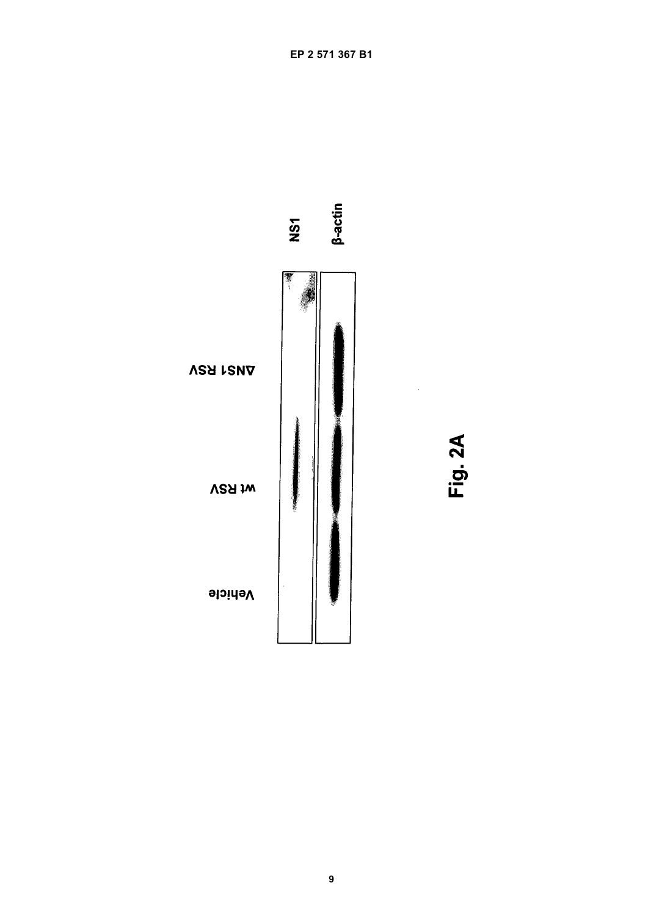Vehicle

wt RSV

ΔNS1 RSV

NS1

β-actin

Fig. 2A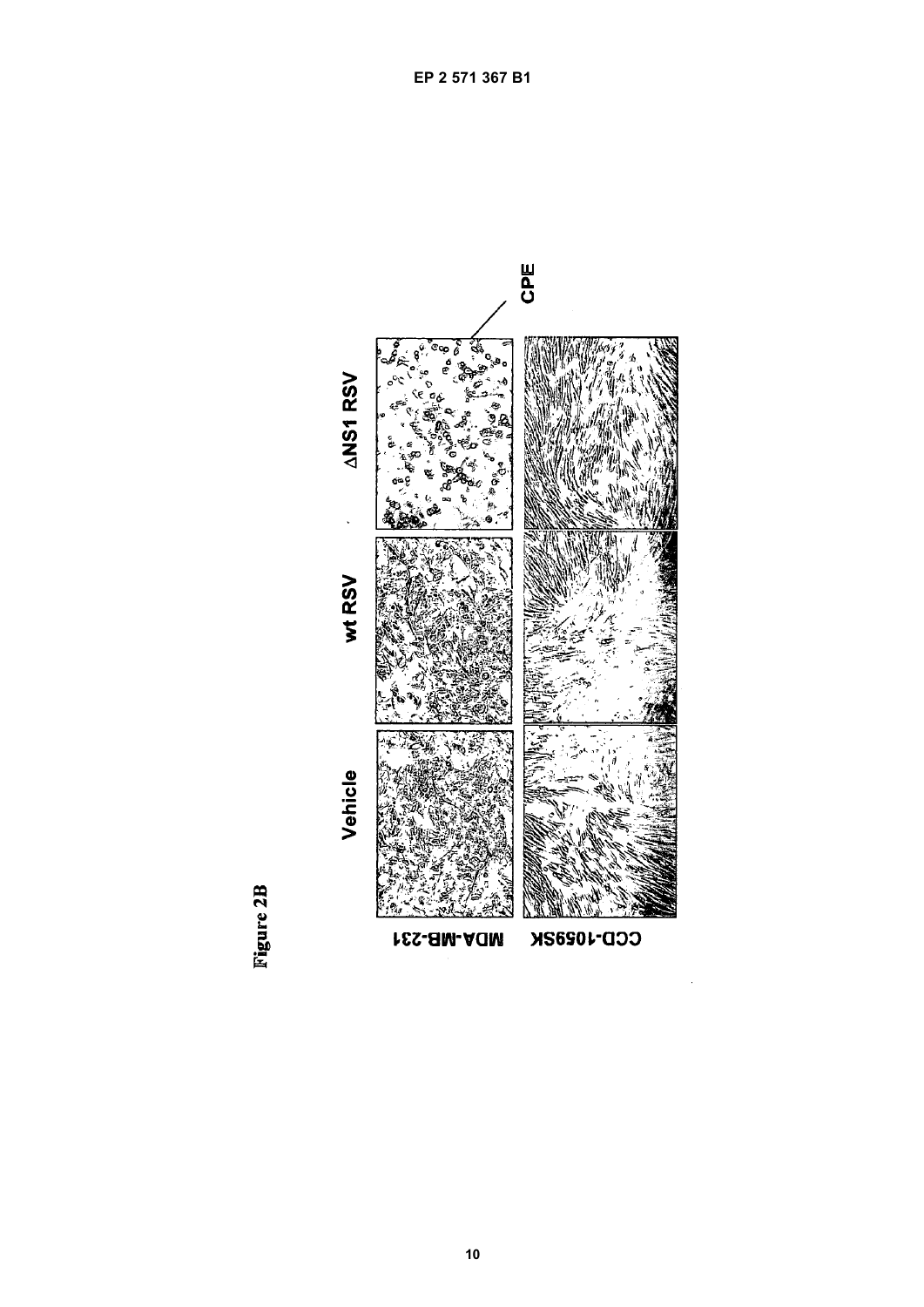Figure 2B

Vehicle

wt RSV

ΔNS1 RSV

CPE

MDA-MB-231

CCD-1059SK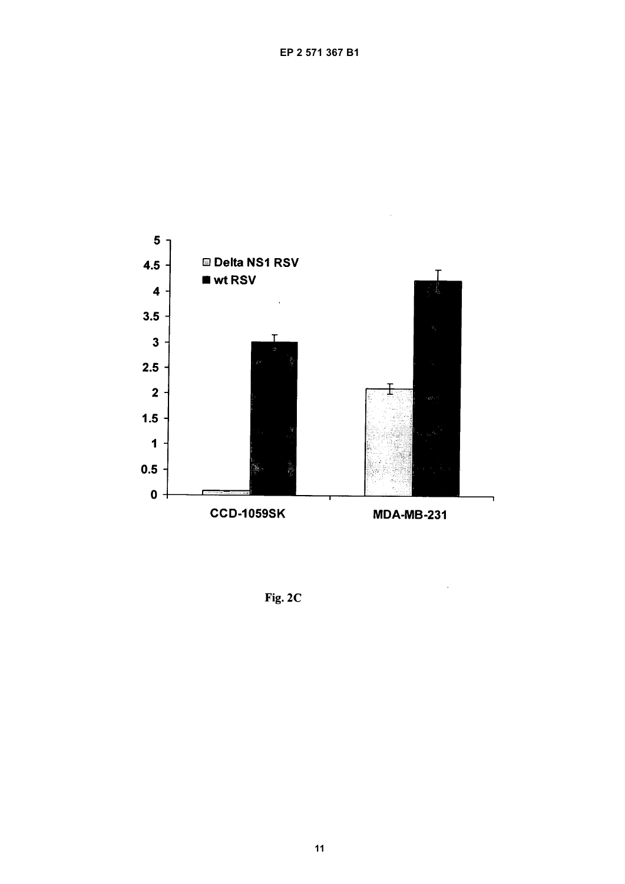Fig. 2C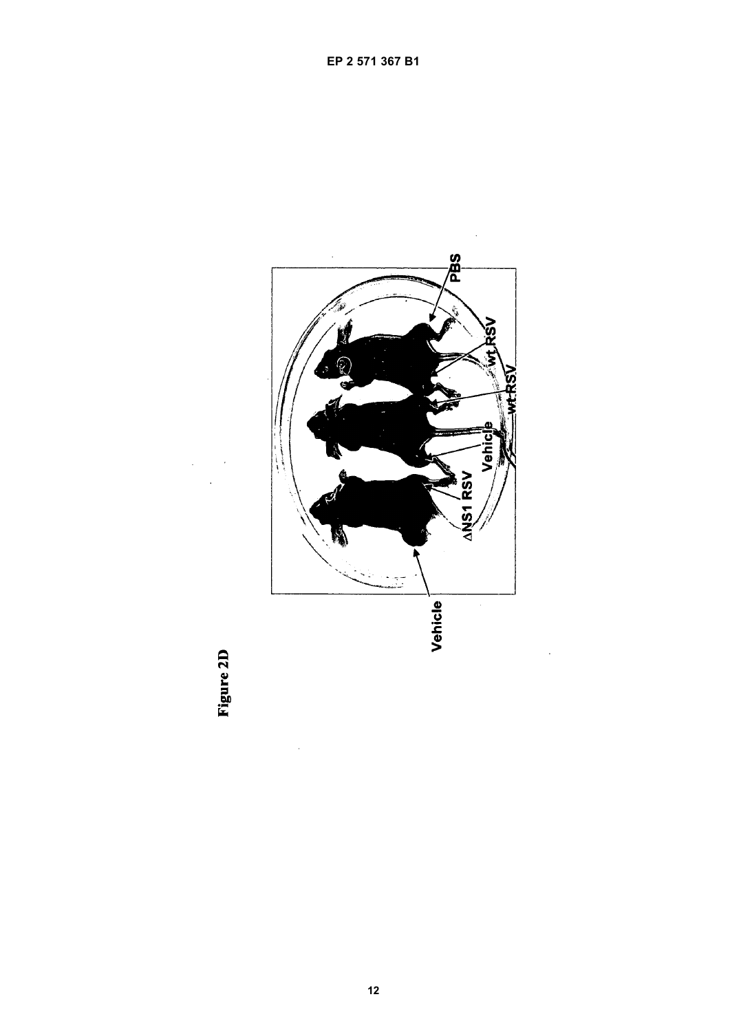Figure 2D

Vehicle

ΔNS1 RSV

Vehicle

wt RSV

wt RSV

PBS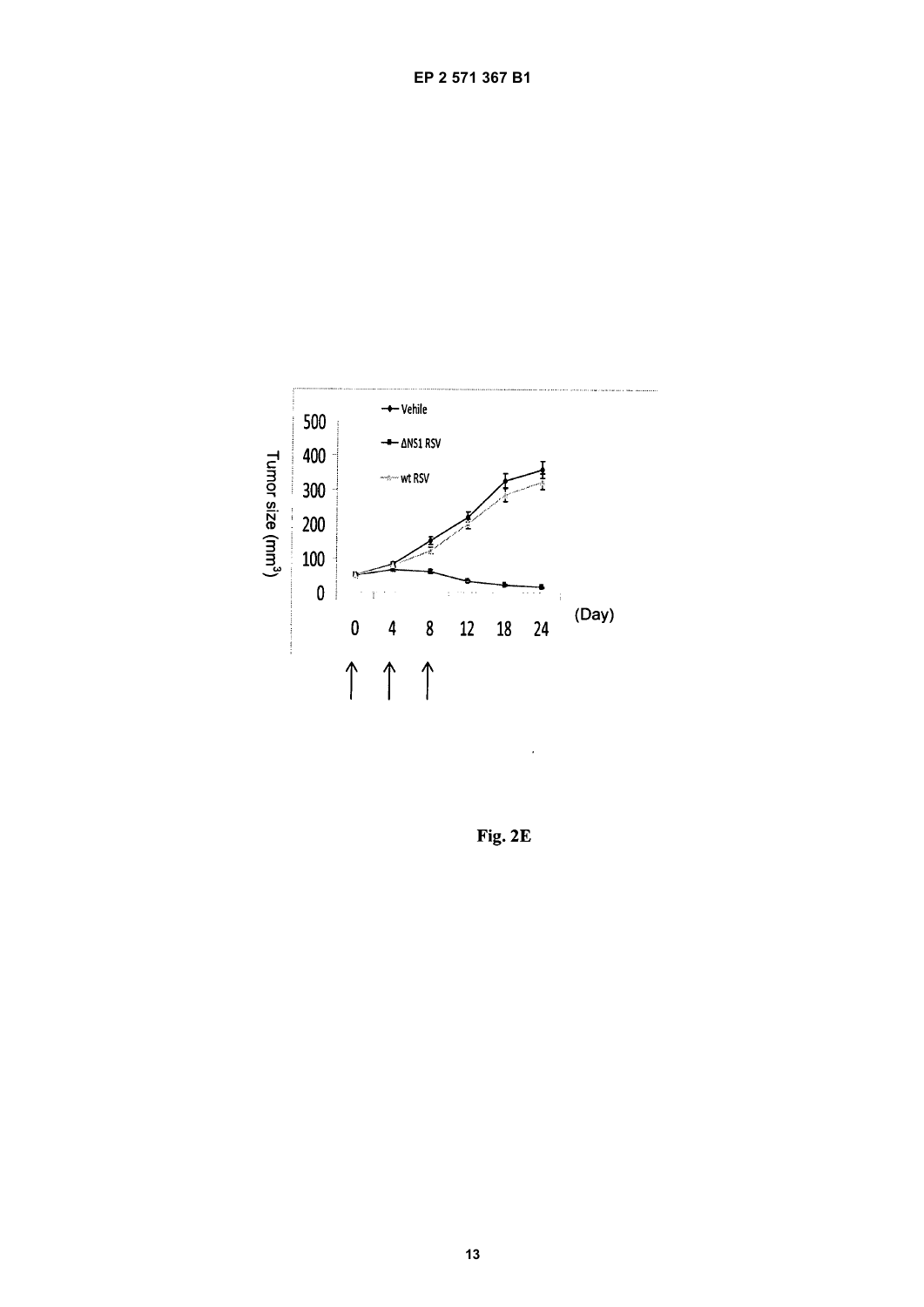Fig. 2E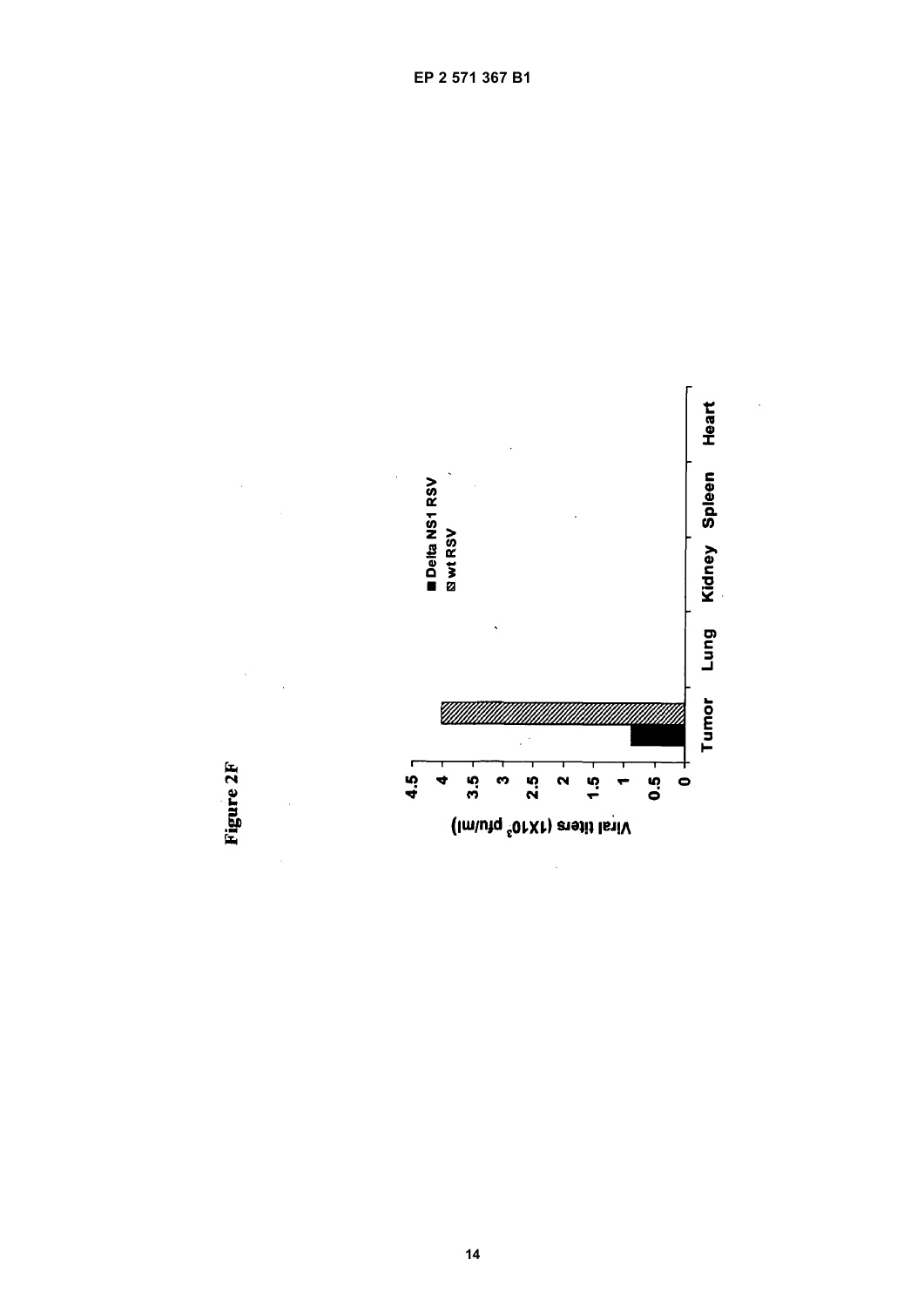Figure 2F

■ Delta NS1 RSV
▨ wt RSV

Viral titers ($1X10^3$ pfu/ml)

4.5
4
3.5
3
2.5
2
1.5
1
0.5
0

Tumor Lung Kidney Spleen Heart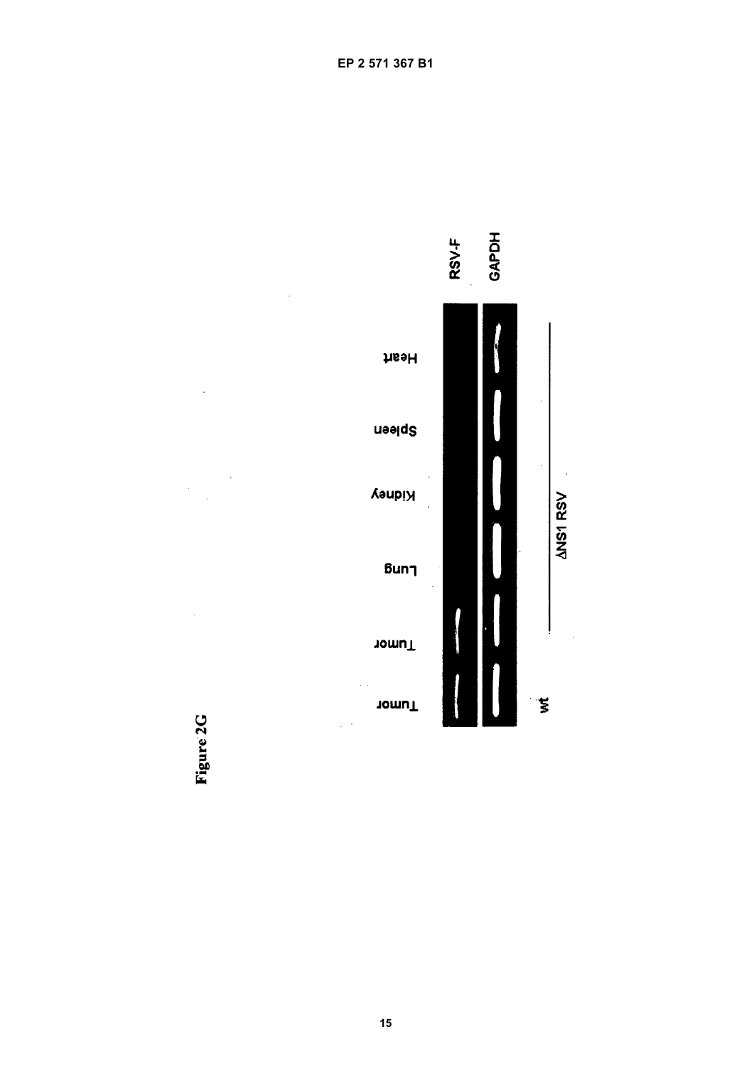Figure 2G

Tumor Tumor Lung Kidney Spleen Heart

RSV-F

GAPDH

wt

ΔNS1 RSV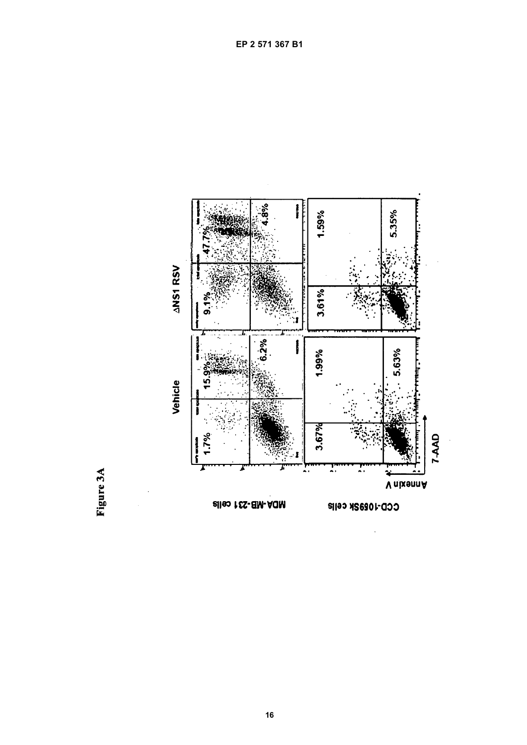Figure 3A

| | Vehicle | | ΔNS1 RSV | |
|---|---|---|---|---|
| MDA-MB-231 cells | 1.7% | 15.9% | 9.1% | 47.7% |
| | | 6.2% | | 4.8% |
| CCD-1059Sk cells | 3.67% | 1.99% | 3.61% | 1.59% |
| | | 5.63% | | 5.35% |

Annexin V

7-AAD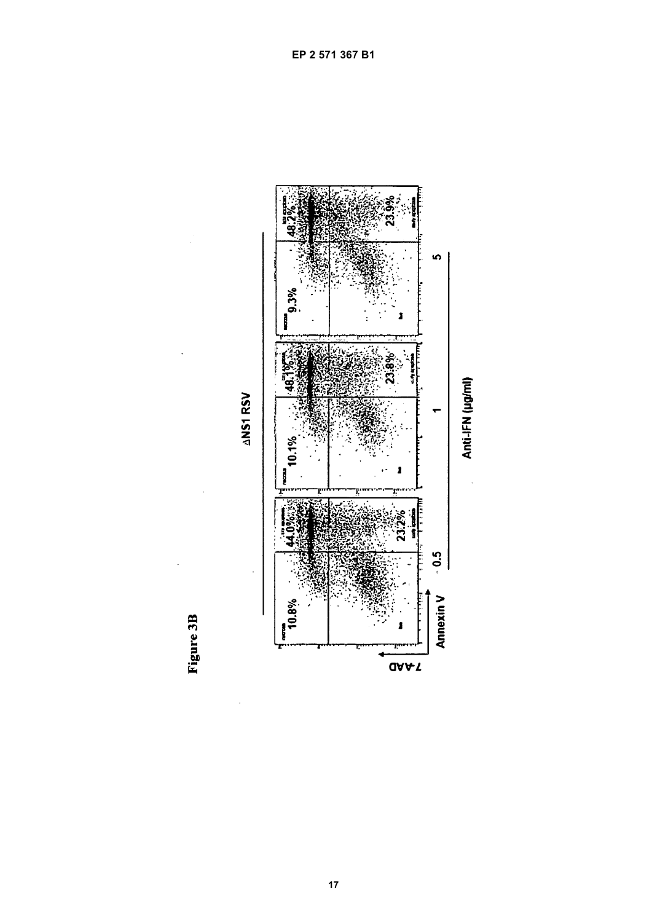Figure 3B

ΔNS1 RSV

| Anti-IFN (μg/ml) | Upper left | Upper right | Lower right |
| --- | --- | --- | --- |
| - 0.5 | 10.8% | 44.0% | 23.2% |
| 1 | 10.1% | 48.1% | 23.8% |
| 5 | 9.3% | 48.2% | 23.9% |

Axes: Annexin V (x-axis), 7-AAD (y-axis)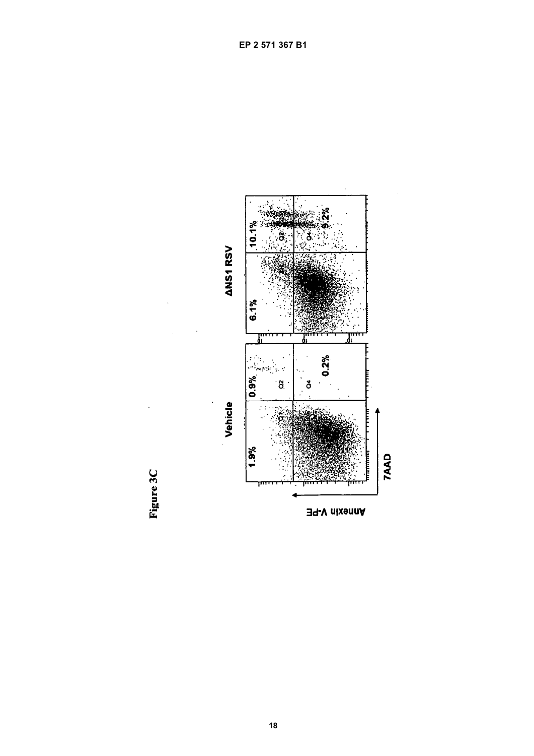Figure 3C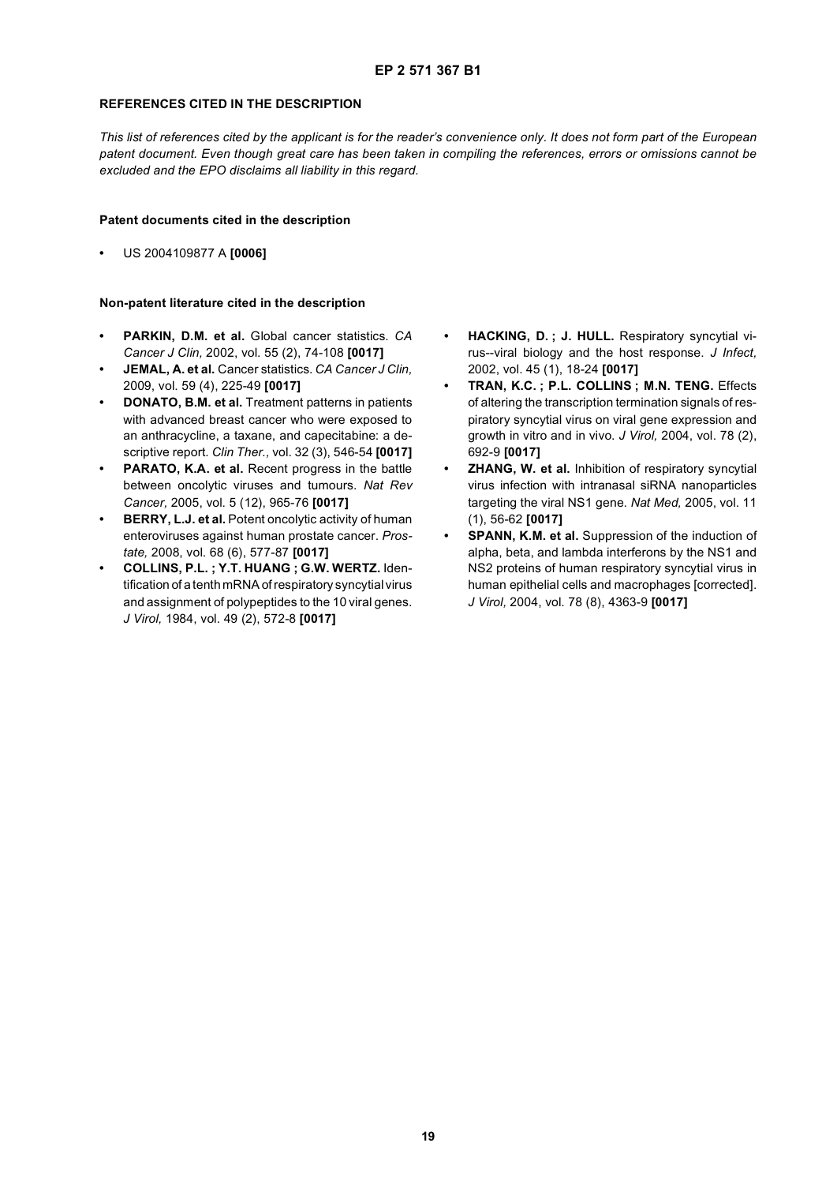## REFERENCES CITED IN THE DESCRIPTION

*This list of references cited by the applicant is for the reader's convenience only. It does not form part of the European patent document. Even though great care has been taken in compiling the references, errors or omissions cannot be excluded and the EPO disclaims all liability in this regard.*

### Patent documents cited in the description

- US 2004109877 A **[0006]**

### Non-patent literature cited in the description

- **PARKIN, D.M. et al.** Global cancer statistics. *CA Cancer J Clin,* 2002, vol. 55 (2), 74-108 **[0017]**
- **JEMAL, A. et al.** Cancer statistics. *CA Cancer J Clin,* 2009, vol. 59 (4), 225-49 **[0017]**
- **DONATO, B.M. et al.** Treatment patterns in patients with advanced breast cancer who were exposed to an anthracycline, a taxane, and capecitabine: a descriptive report. *Clin Ther.,* vol. 32 (3), 546-54 **[0017]**
- **PARATO, K.A. et al.** Recent progress in the battle between oncolytic viruses and tumours. *Nat Rev Cancer,* 2005, vol. 5 (12), 965-76 **[0017]**
- **BERRY, L.J. et al.** Potent oncolytic activity of human enteroviruses against human prostate cancer. *Prostate,* 2008, vol. 68 (6), 577-87 **[0017]**
- **COLLINS, P.L. ; Y.T. HUANG ; G.W. WERTZ.** Identification of a tenth mRNA of respiratory syncytial virus and assignment of polypeptides to the 10 viral genes. *J Virol,* 1984, vol. 49 (2), 572-8 **[0017]**
- **HACKING, D. ; J. HULL.** Respiratory syncytial virus--viral biology and the host response. *J Infect,* 2002, vol. 45 (1), 18-24 **[0017]**
- **TRAN, K.C. ; P.L. COLLINS ; M.N. TENG.** Effects of altering the transcription termination signals of respiratory syncytial virus on viral gene expression and growth in vitro and in vivo. *J Virol,* 2004, vol. 78 (2), 692-9 **[0017]**
- **ZHANG, W. et al.** Inhibition of respiratory syncytial virus infection with intranasal siRNA nanoparticles targeting the viral NS1 gene. *Nat Med,* 2005, vol. 11 (1), 56-62 **[0017]**
- **SPANN, K.M. et al.** Suppression of the induction of alpha, beta, and lambda interferons by the NS1 and NS2 proteins of human respiratory syncytial virus in human epithelial cells and macrophages [corrected]. *J Virol,* 2004, vol. 78 (8), 4363-9 **[0017]**